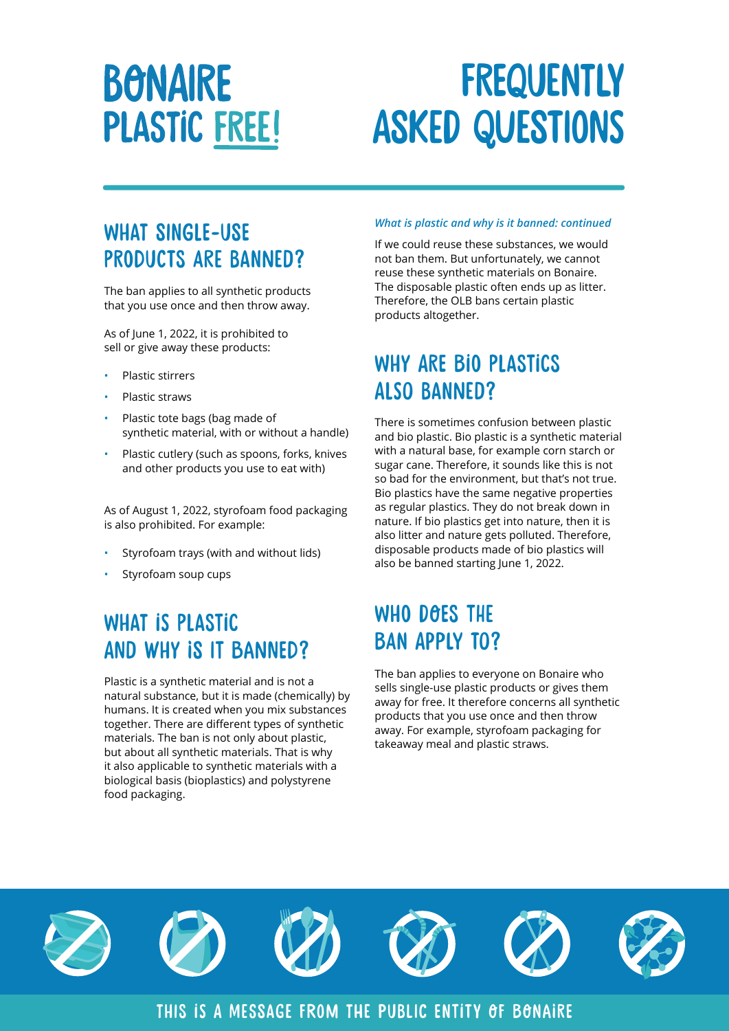# Bonaire Plastic Free!

# Frequently Asked Questions

## What single-use products are banned?

The ban applies to all synthetic products that you use once and then throw away.

As of June 1, 2022, it is prohibited to sell or give away these products:

- Plastic stirrers
- Plastic straws
- Plastic tote bags (bag made of synthetic material, with or without a handle)
- Plastic cutlery (such as spoons, forks, knives and other products you use to eat with)

As of August 1, 2022, styrofoam food packaging is also prohibited. For example:

- Styrofoam trays (with and without lids)
- Styrofoam soup cups

## What is plastic and why is it banned?

Plastic is a synthetic material and is not a natural substance, but it is made (chemically) by humans. It is created when you mix substances together. There are different types of synthetic materials. The ban is not only about plastic, but about all synthetic materials. That is why it also applicable to synthetic materials with a biological basis (bioplastics) and polystyrene food packaging.

*What is plastic and why is it banned: continued*

If we could reuse these substances, we would not ban them. But unfortunately, we cannot reuse these synthetic materials on Bonaire. The disposable plastic often ends up as litter. Therefore, the OLB bans certain plastic products altogether.

## Why are bio plastics also banned?

There is sometimes confusion between plastic and bio plastic. Bio plastic is a synthetic material with a natural base, for example corn starch or sugar cane. Therefore, it sounds like this is not so bad for the environment, but that's not true. Bio plastics have the same negative properties as regular plastics. They do not break down in nature. If bio plastics get into nature, then it is also litter and nature gets polluted. Therefore, disposable products made of bio plastics will also be banned starting June 1, 2022.

## Who does the ban apply to?

The ban applies to everyone on Bonaire who sells single-use plastic products or gives them away for free. It therefore concerns all synthetic products that you use once and then throw away. For example, styrofoam packaging for takeaway meal and plastic straws.

This is a message from the Public Entity of Bonaire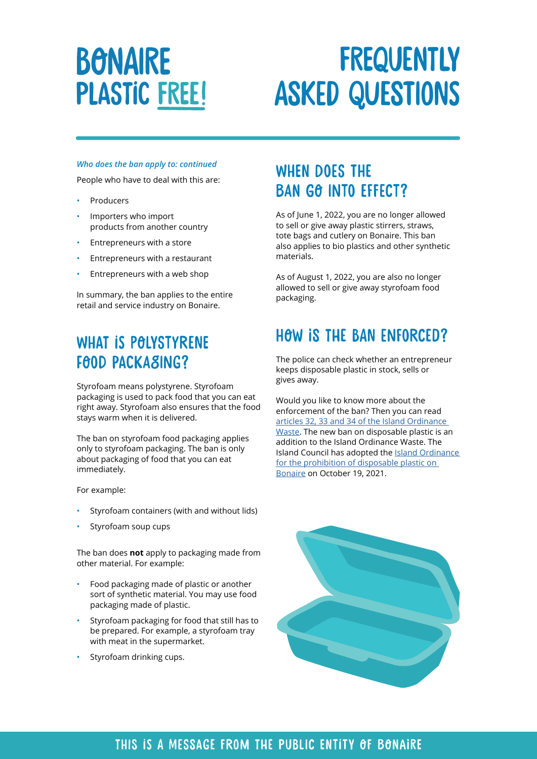# BONAIRE PLASTIC FREE!

# FREQUENTLY ASKED QUESTIONS

*Who does the ban apply to: continued*

People who have to deal with this are:

- Producers
- Importers who import products from another country
- Entrepreneurs with a store
- Entrepreneurs with a restaurant
- Entrepreneurs with a web shop

In summary, the ban applies to the entire retail and service industry on Bonaire.

## WHAT IS POLYSTYRENE FOOD PACKAGING?

Styrofoam means polystyrene. Styrofoam packaging is used to pack food that you can eat right away. Styrofoam also ensures that the food stays warm when it is delivered.

The ban on styrofoam food packaging applies only to styrofoam packaging. The ban is only about packaging of food that you can eat immediately.

For example:

- Styrofoam containers (with and without lids)
- Styrofoam soup cups

The ban does **not** apply to packaging made from other material. For example:

- Food packaging made of plastic or another sort of synthetic material. You may use food packaging made of plastic.
- Styrofoam packaging for food that still has to be prepared. For example, a styrofoam tray with meat in the supermarket.
- Styrofoam drinking cups.

## WHEN DOES THE BAN GO INTO EFFECT?

As of June 1, 2022, you are no longer allowed to sell or give away plastic stirrers, straws, tote bags and cutlery on Bonaire. This ban also applies to bio plastics and other synthetic materials.

As of August 1, 2022, you are also no longer allowed to sell or give away styrofoam food packaging.

## HOW IS THE BAN ENFORCED?

The police can check whether an entrepreneur keeps disposable plastic in stock, sells or gives away.

Would you like to know more about the enforcement of the ban? Then you can read articles 32, 33 and 34 of the Island Ordinance Waste. The new ban on disposable plastic is an addition to the Island Ordinance Waste. The Island Council has adopted the Island Ordinance for the prohibition of disposable plastic on Bonaire on October 19, 2021.

THIS IS A MESSAGE FROM THE PUBLIC ENTITY OF BONAIRE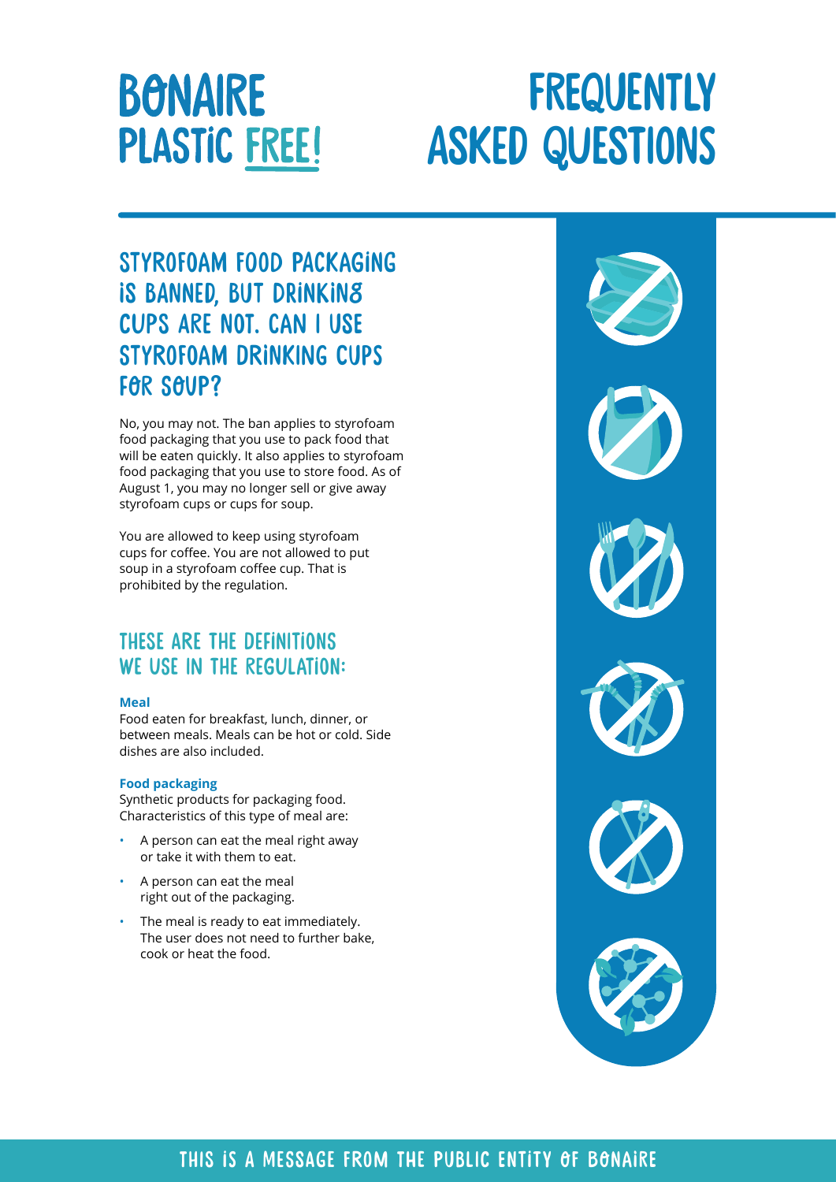# BONAIRE PLASTIC FREE!

# FREQUENTLY ASKED QUESTIONS

## STYROFOAM FOOD PACKAGING IS BANNED, BUT DRINKING CUPS ARE NOT. CAN I USE STYROFOAM DRINKING CUPS FOR SOUP?

No, you may not. The ban applies to styrofoam food packaging that you use to pack food that will be eaten quickly. It also applies to styrofoam food packaging that you use to store food. As of August 1, you may no longer sell or give away styrofoam cups or cups for soup.

You are allowed to keep using styrofoam cups for coffee. You are not allowed to put soup in a styrofoam coffee cup. That is prohibited by the regulation.

## THESE ARE THE DEFINITIONS WE USE IN THE REGULATION:

**Meal**
Food eaten for breakfast, lunch, dinner, or between meals. Meals can be hot or cold. Side dishes are also included.

**Food packaging**
Synthetic products for packaging food. Characteristics of this type of meal are:

- A person can eat the meal right away or take it with them to eat.
- A person can eat the meal right out of the packaging.
- The meal is ready to eat immediately. The user does not need to further bake, cook or heat the food.

THIS IS A MESSAGE FROM THE PUBLIC ENTITY OF BONAIRE